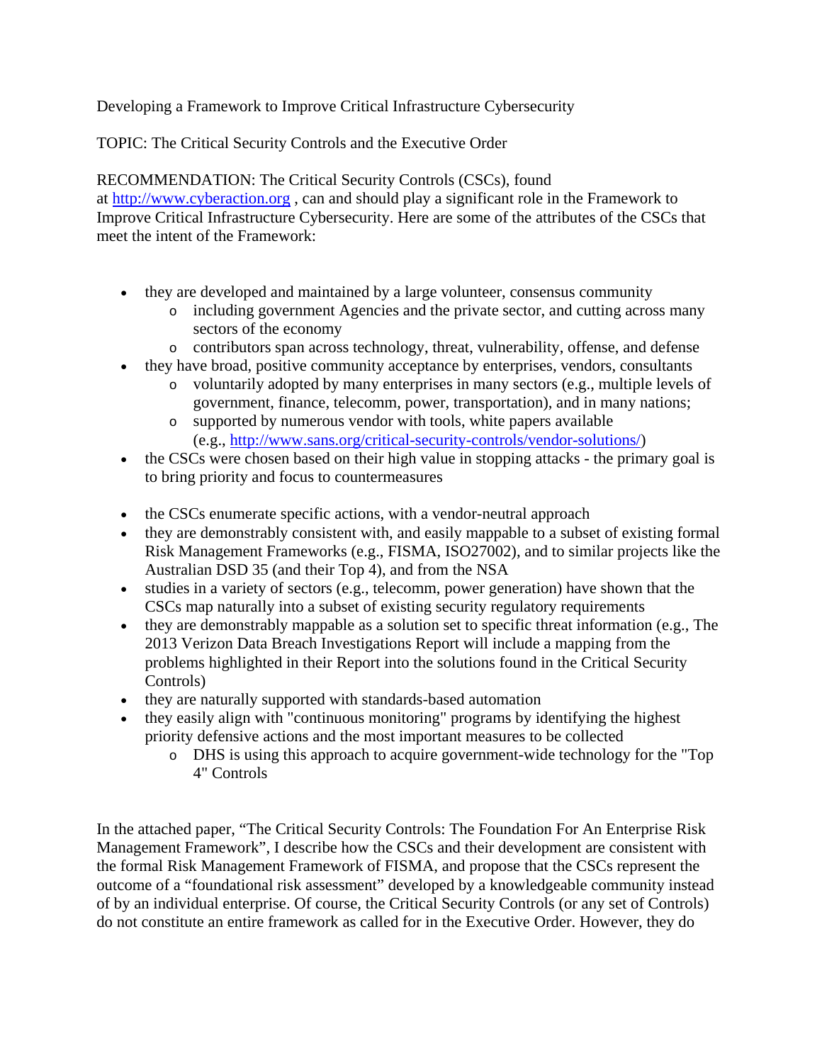Developing a Framework to Improve Critical Infrastructure Cybersecurity

TOPIC: The Critical Security Controls and the Executive Order

RECOMMENDATION: The Critical Security Controls (CSCs), found at http://www.cyberaction.org , can and should play a significant role in the Framework to Improve Critical Infrastructure Cybersecurity. Here are some of the attributes of the CSCs that meet the intent of the Framework:

- they are developed and maintained by a large volunteer, consensus community
  - including government Agencies and the private sector, and cutting across many sectors of the economy
  - contributors span across technology, threat, vulnerability, offense, and defense
- they have broad, positive community acceptance by enterprises, vendors, consultants
  - voluntarily adopted by many enterprises in many sectors (e.g., multiple levels of government, finance, telecomm, power, transportation), and in many nations;
  - supported by numerous vendor with tools, white papers available (e.g., http://www.sans.org/critical-security-controls/vendor-solutions/)
- the CSCs were chosen based on their high value in stopping attacks - the primary goal is to bring priority and focus to countermeasures
- the CSCs enumerate specific actions, with a vendor-neutral approach
- they are demonstrably consistent with, and easily mappable to a subset of existing formal Risk Management Frameworks (e.g., FISMA, ISO27002), and to similar projects like the Australian DSD 35 (and their Top 4), and from the NSA
- studies in a variety of sectors (e.g., telecomm, power generation) have shown that the CSCs map naturally into a subset of existing security regulatory requirements
- they are demonstrably mappable as a solution set to specific threat information (e.g., The 2013 Verizon Data Breach Investigations Report will include a mapping from the problems highlighted in their Report into the solutions found in the Critical Security Controls)
- they are naturally supported with standards-based automation
- they easily align with "continuous monitoring" programs by identifying the highest priority defensive actions and the most important measures to be collected
  - DHS is using this approach to acquire government-wide technology for the "Top 4" Controls

In the attached paper, "The Critical Security Controls: The Foundation For An Enterprise Risk Management Framework", I describe how the CSCs and their development are consistent with the formal Risk Management Framework of FISMA, and propose that the CSCs represent the outcome of a "foundational risk assessment" developed by a knowledgeable community instead of by an individual enterprise. Of course, the Critical Security Controls (or any set of Controls) do not constitute an entire framework as called for in the Executive Order. However, they do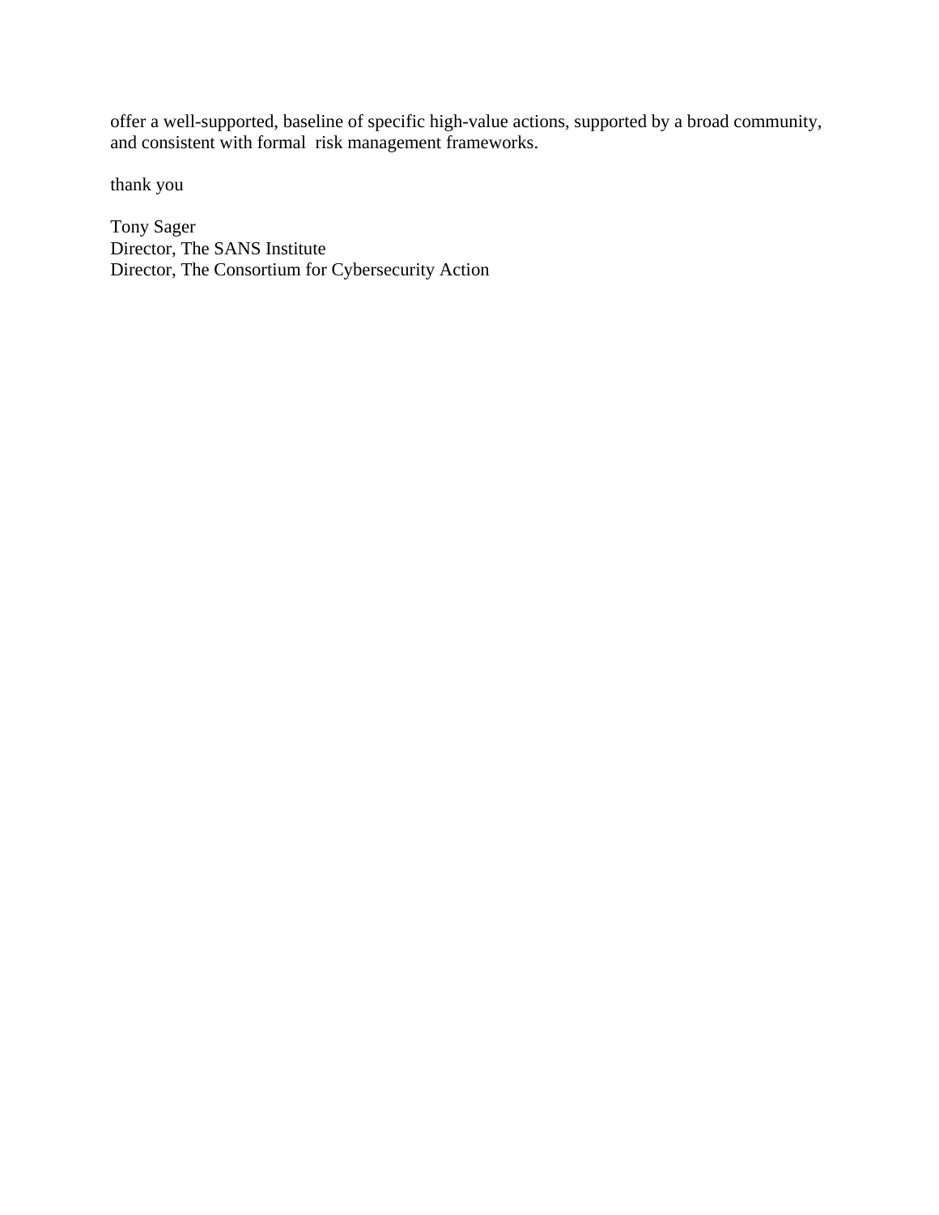offer a well-supported, baseline of specific high-value actions, supported by a broad community, and consistent with formal risk management frameworks.

thank you

Tony Sager
Director, The SANS Institute
Director, The Consortium for Cybersecurity Action